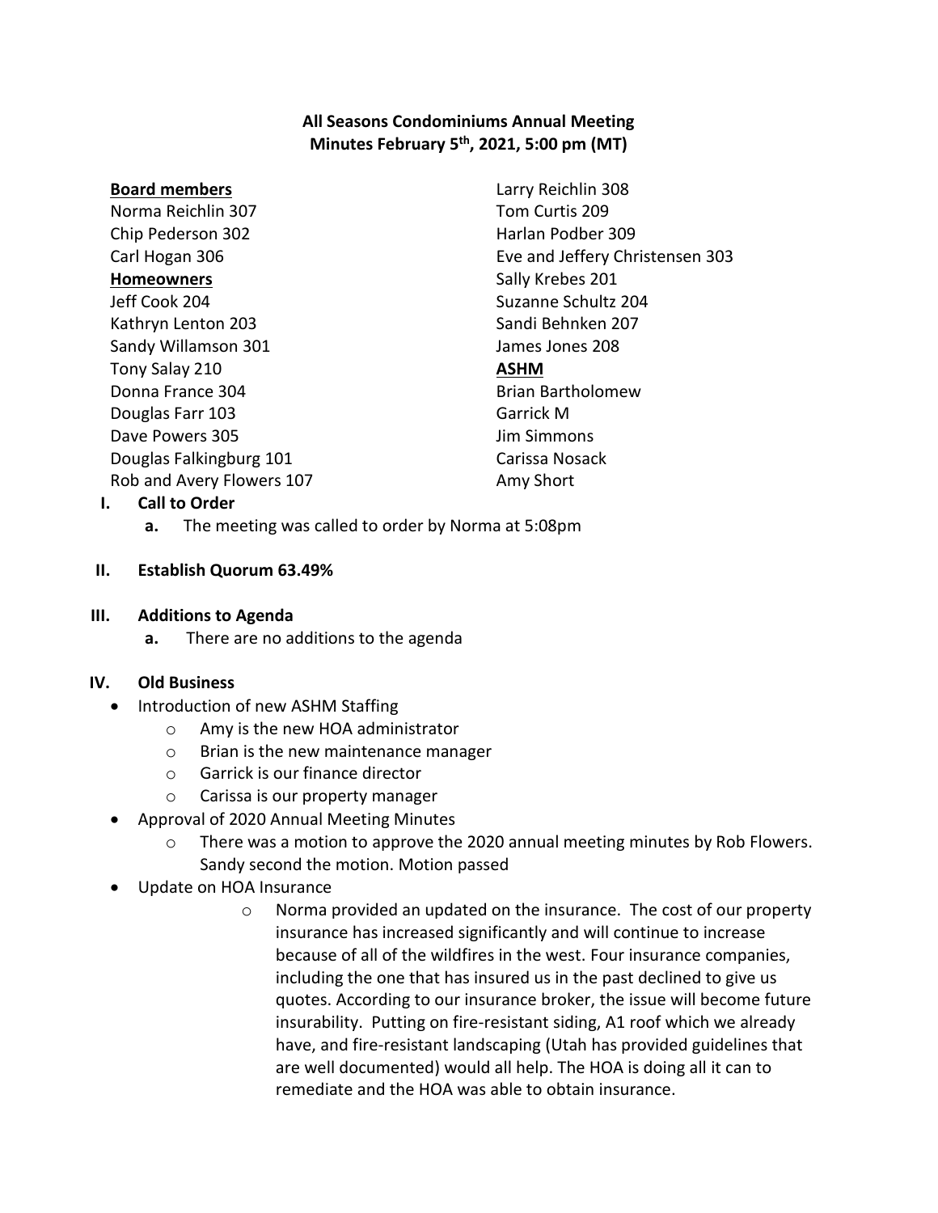**All Seasons Condominiums Annual Meeting**
**Minutes February 5th, 2021, 5:00 pm (MT)**

**Board members**

Norma Reichlin 307
Chip Pederson 302
Carl Hogan 306

**Homeowners**

Jeff Cook 204
Kathryn Lenton 203
Sandy Willamson 301
Tony Salay 210
Donna France 304
Douglas Farr 103
Dave Powers 305
Douglas Falkingburg 101
Rob and Avery Flowers 107
Larry Reichlin 308
Tom Curtis 209
Harlan Podber 309
Eve and Jeffery Christensen 303
Sally Krebes 201
Suzanne Schultz 204
Sandi Behnken 207
James Jones 208

**ASHM**

Brian Bartholomew
Garrick M
Jim Simmons
Carissa Nosack
Amy Short

**I. Call to Order**

a. The meeting was called to order by Norma at 5:08pm

**II. Establish Quorum 63.49%**

**III. Additions to Agenda**

a. There are no additions to the agenda

**IV. Old Business**

- Introduction of new ASHM Staffing
  - Amy is the new HOA administrator
  - Brian is the new maintenance manager
  - Garrick is our finance director
  - Carissa is our property manager
- Approval of 2020 Annual Meeting Minutes
  - There was a motion to approve the 2020 annual meeting minutes by Rob Flowers. Sandy second the motion. Motion passed
- Update on HOA Insurance
  - Norma provided an updated on the insurance. The cost of our property insurance has increased significantly and will continue to increase because of all of the wildfires in the west. Four insurance companies, including the one that has insured us in the past declined to give us quotes. According to our insurance broker, the issue will become future insurability. Putting on fire-resistant siding, A1 roof which we already have, and fire-resistant landscaping (Utah has provided guidelines that are well documented) would all help. The HOA is doing all it can to remediate and the HOA was able to obtain insurance.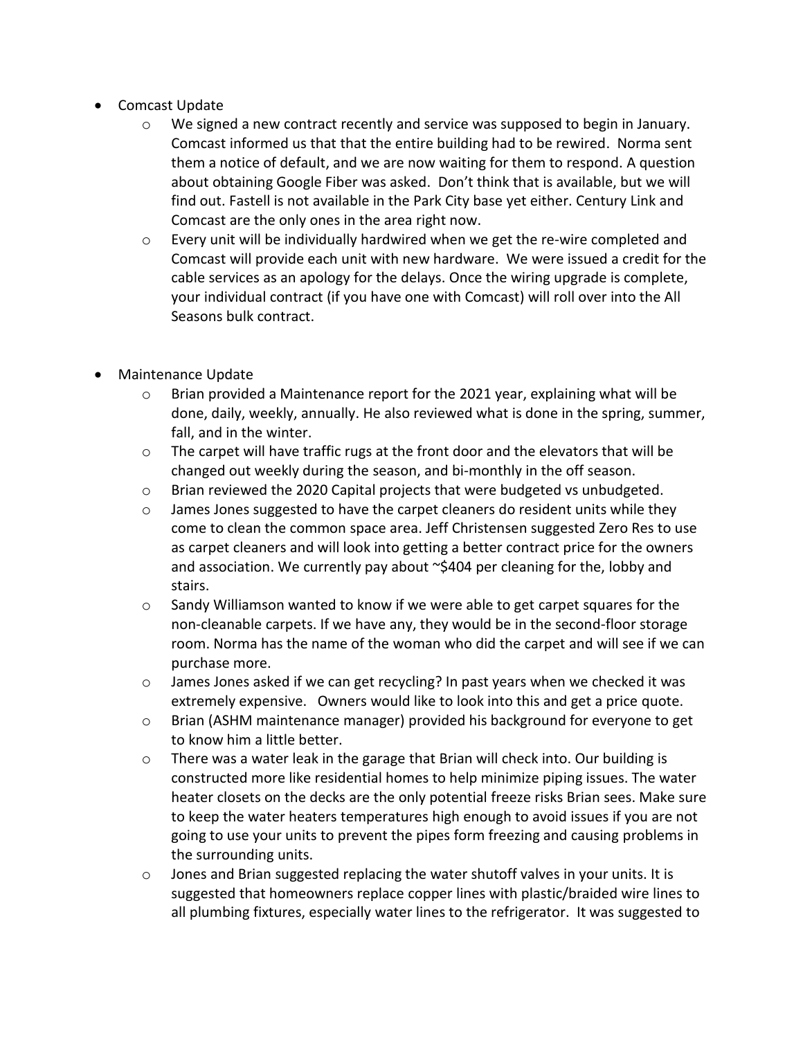- Comcast Update
  - We signed a new contract recently and service was supposed to begin in January. Comcast informed us that that the entire building had to be rewired. Norma sent them a notice of default, and we are now waiting for them to respond. A question about obtaining Google Fiber was asked. Don't think that is available, but we will find out. Fastell is not available in the Park City base yet either. Century Link and Comcast are the only ones in the area right now.
  - Every unit will be individually hardwired when we get the re-wire completed and Comcast will provide each unit with new hardware. We were issued a credit for the cable services as an apology for the delays. Once the wiring upgrade is complete, your individual contract (if you have one with Comcast) will roll over into the All Seasons bulk contract.

- Maintenance Update
  - Brian provided a Maintenance report for the 2021 year, explaining what will be done, daily, weekly, annually. He also reviewed what is done in the spring, summer, fall, and in the winter.
  - The carpet will have traffic rugs at the front door and the elevators that will be changed out weekly during the season, and bi-monthly in the off season.
  - Brian reviewed the 2020 Capital projects that were budgeted vs unbudgeted.
  - James Jones suggested to have the carpet cleaners do resident units while they come to clean the common space area. Jeff Christensen suggested Zero Res to use as carpet cleaners and will look into getting a better contract price for the owners and association. We currently pay about ~$404 per cleaning for the, lobby and stairs.
  - Sandy Williamson wanted to know if we were able to get carpet squares for the non-cleanable carpets. If we have any, they would be in the second-floor storage room. Norma has the name of the woman who did the carpet and will see if we can purchase more.
  - James Jones asked if we can get recycling? In past years when we checked it was extremely expensive. Owners would like to look into this and get a price quote.
  - Brian (ASHM maintenance manager) provided his background for everyone to get to know him a little better.
  - There was a water leak in the garage that Brian will check into. Our building is constructed more like residential homes to help minimize piping issues. The water heater closets on the decks are the only potential freeze risks Brian sees. Make sure to keep the water heaters temperatures high enough to avoid issues if you are not going to use your units to prevent the pipes form freezing and causing problems in the surrounding units.
  - Jones and Brian suggested replacing the water shutoff valves in your units. It is suggested that homeowners replace copper lines with plastic/braided wire lines to all plumbing fixtures, especially water lines to the refrigerator. It was suggested to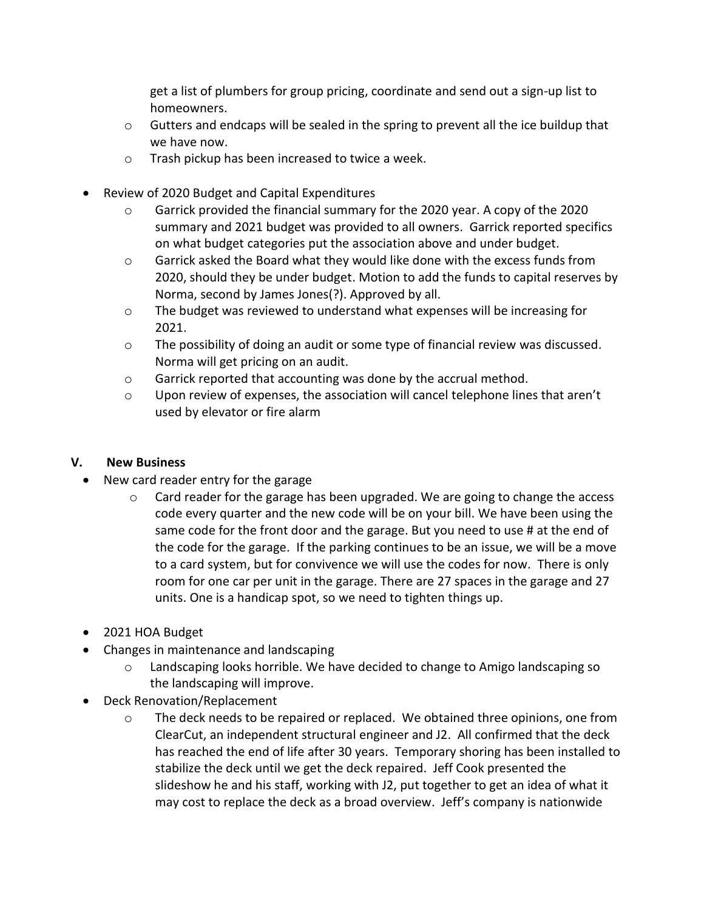get a list of plumbers for group pricing, coordinate and send out a sign-up list to homeowners.

  - Gutters and endcaps will be sealed in the spring to prevent all the ice buildup that we have now.
  - Trash pickup has been increased to twice a week.

- Review of 2020 Budget and Capital Expenditures
  - Garrick provided the financial summary for the 2020 year. A copy of the 2020 summary and 2021 budget was provided to all owners. Garrick reported specifics on what budget categories put the association above and under budget.
  - Garrick asked the Board what they would like done with the excess funds from 2020, should they be under budget. Motion to add the funds to capital reserves by Norma, second by James Jones(?). Approved by all.
  - The budget was reviewed to understand what expenses will be increasing for 2021.
  - The possibility of doing an audit or some type of financial review was discussed. Norma will get pricing on an audit.
  - Garrick reported that accounting was done by the accrual method.
  - Upon review of expenses, the association will cancel telephone lines that aren't used by elevator or fire alarm

## V. New Business

- New card reader entry for the garage
  - Card reader for the garage has been upgraded. We are going to change the access code every quarter and the new code will be on your bill. We have been using the same code for the front door and the garage. But you need to use # at the end of the code for the garage. If the parking continues to be an issue, we will be a move to a card system, but for convivence we will use the codes for now. There is only room for one car per unit in the garage. There are 27 spaces in the garage and 27 units. One is a handicap spot, so we need to tighten things up.

- 2021 HOA Budget
- Changes in maintenance and landscaping
  - Landscaping looks horrible. We have decided to change to Amigo landscaping so the landscaping will improve.
- Deck Renovation/Replacement
  - The deck needs to be repaired or replaced. We obtained three opinions, one from ClearCut, an independent structural engineer and J2. All confirmed that the deck has reached the end of life after 30 years. Temporary shoring has been installed to stabilize the deck until we get the deck repaired. Jeff Cook presented the slideshow he and his staff, working with J2, put together to get an idea of what it may cost to replace the deck as a broad overview. Jeff's company is nationwide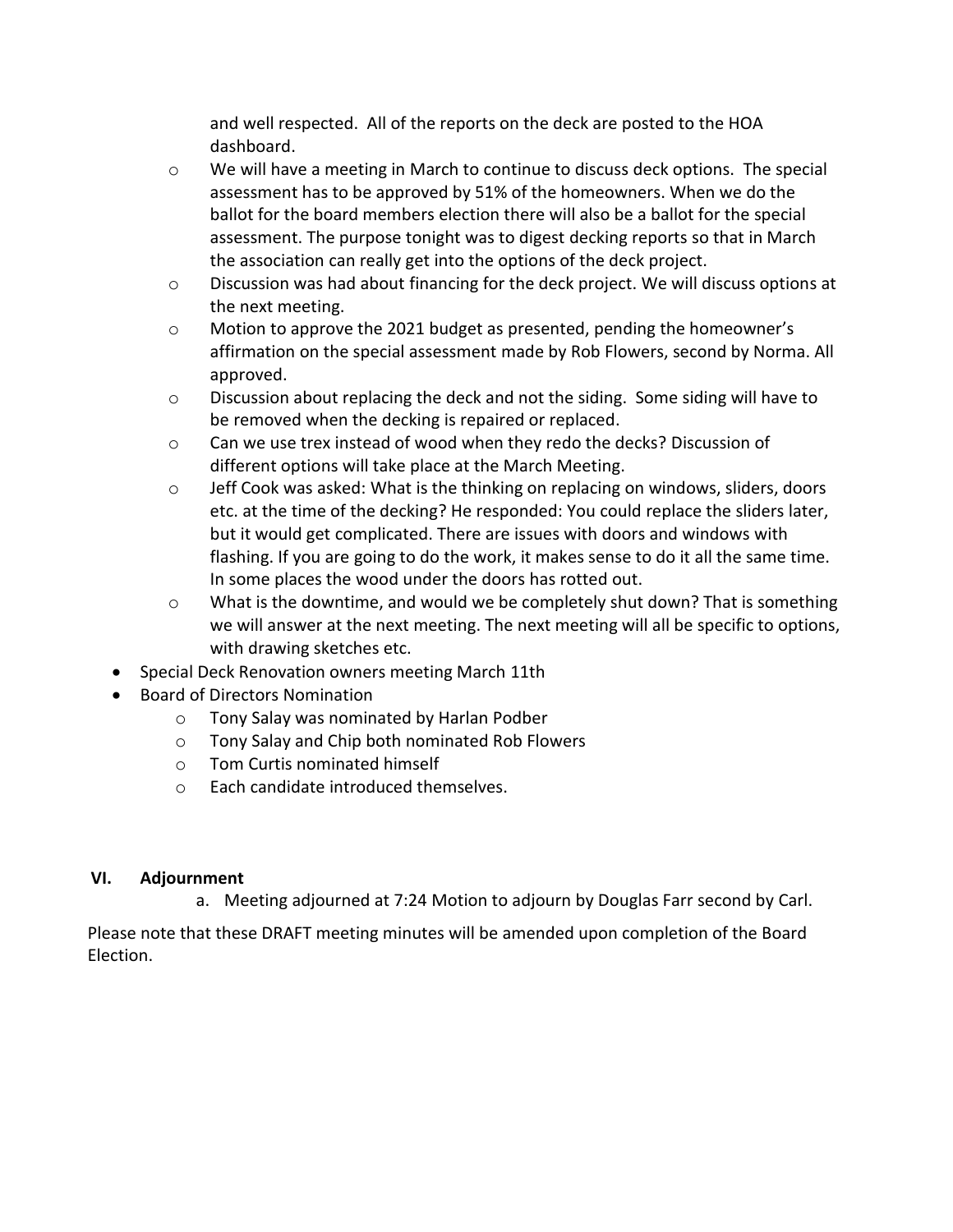- and well respected. All of the reports on the deck are posted to the HOA dashboard.
  - We will have a meeting in March to continue to discuss deck options. The special assessment has to be approved by 51% of the homeowners. When we do the ballot for the board members election there will also be a ballot for the special assessment. The purpose tonight was to digest decking reports so that in March the association can really get into the options of the deck project.
  - Discussion was had about financing for the deck project. We will discuss options at the next meeting.
  - Motion to approve the 2021 budget as presented, pending the homeowner's affirmation on the special assessment made by Rob Flowers, second by Norma. All approved.
  - Discussion about replacing the deck and not the siding. Some siding will have to be removed when the decking is repaired or replaced.
  - Can we use trex instead of wood when they redo the decks? Discussion of different options will take place at the March Meeting.
  - Jeff Cook was asked: What is the thinking on replacing on windows, sliders, doors etc. at the time of the decking? He responded: You could replace the sliders later, but it would get complicated. There are issues with doors and windows with flashing. If you are going to do the work, it makes sense to do it all the same time. In some places the wood under the doors has rotted out.
  - What is the downtime, and would we be completely shut down? That is something we will answer at the next meeting. The next meeting will all be specific to options, with drawing sketches etc.
- Special Deck Renovation owners meeting March 11th
- Board of Directors Nomination
  - Tony Salay was nominated by Harlan Podber
  - Tony Salay and Chip both nominated Rob Flowers
  - Tom Curtis nominated himself
  - Each candidate introduced themselves.

## VI. Adjournment

a. Meeting adjourned at 7:24 Motion to adjourn by Douglas Farr second by Carl.

Please note that these DRAFT meeting minutes will be amended upon completion of the Board Election.